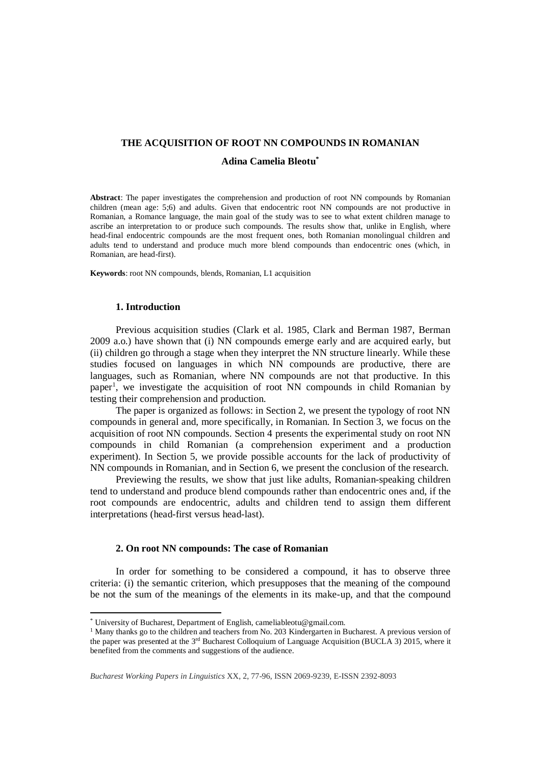# THE ACQUISITION OF ROOT NN COMPOUNDS IN ROMANIAN

**Adina Camelia Bleotu***

**Abstract**: The paper investigates the comprehension and production of root NN compounds by Romanian children (mean age: 5;6) and adults. Given that endocentric root NN compounds are not productive in Romanian, a Romance language, the main goal of the study was to see to what extent children manage to ascribe an interpretation to or produce such compounds. The results show that, unlike in English, where head-final endocentric compounds are the most frequent ones, both Romanian monolingual children and adults tend to understand and produce much more blend compounds than endocentric ones (which, in Romanian, are head-first).

**Keywords**: root NN compounds, blends, Romanian, L1 acquisition

## 1. Introduction

Previous acquisition studies (Clark et al. 1985, Clark and Berman 1987, Berman 2009 a.o.) have shown that (i) NN compounds emerge early and are acquired early, but (ii) children go through a stage when they interpret the NN structure linearly. While these studies focused on languages in which NN compounds are productive, there are languages, such as Romanian, where NN compounds are not that productive. In this paper[1], we investigate the acquisition of root NN compounds in child Romanian by testing their comprehension and production.

The paper is organized as follows: in Section 2, we present the typology of root NN compounds in general and, more specifically, in Romanian. In Section 3, we focus on the acquisition of root NN compounds. Section 4 presents the experimental study on root NN compounds in child Romanian (a comprehension experiment and a production experiment). In Section 5, we provide possible accounts for the lack of productivity of NN compounds in Romanian, and in Section 6, we present the conclusion of the research.

Previewing the results, we show that just like adults, Romanian-speaking children tend to understand and produce blend compounds rather than endocentric ones and, if the root compounds are endocentric, adults and children tend to assign them different interpretations (head-first versus head-last).

## 2. On root NN compounds: The case of Romanian

In order for something to be considered a compound, it has to observe three criteria: (i) the semantic criterion, which presupposes that the meaning of the compound be not the sum of the meanings of the elements in its make-up, and that the compound

---

* University of Bucharest, Department of English, cameliableotu@gmail.com.

[1] Many thanks go to the children and teachers from No. 203 Kindergarten in Bucharest. A previous version of the paper was presented at the 3rd Bucharest Colloquium of Language Acquisition (BUCLA 3) 2015, where it benefited from the comments and suggestions of the audience.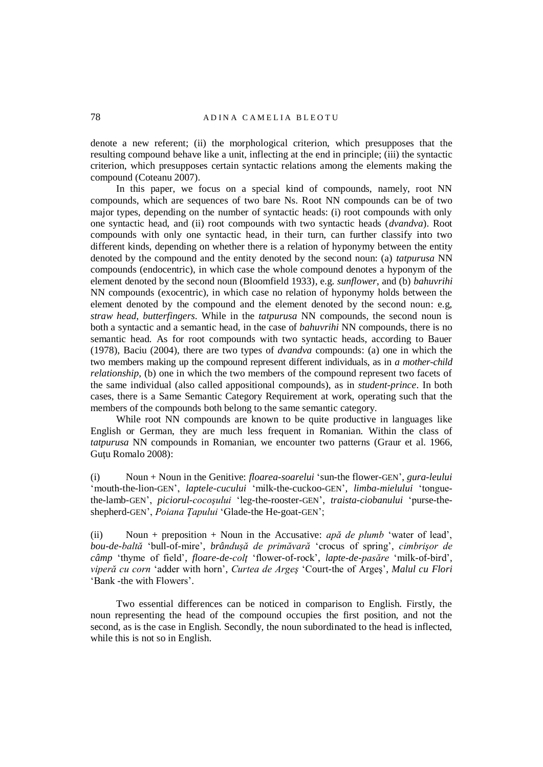denote a new referent; (ii) the morphological criterion, which presupposes that the resulting compound behave like a unit, inflecting at the end in principle; (iii) the syntactic criterion, which presupposes certain syntactic relations among the elements making the compound (Coteanu 2007).

In this paper, we focus on a special kind of compounds, namely, root NN compounds, which are sequences of two bare Ns. Root NN compounds can be of two major types, depending on the number of syntactic heads: (i) root compounds with only one syntactic head, and (ii) root compounds with two syntactic heads (*dvandva*). Root compounds with only one syntactic head, in their turn, can further classify into two different kinds, depending on whether there is a relation of hyponymy between the entity denoted by the compound and the entity denoted by the second noun: (a) *tatpurusa* NN compounds (endocentric), in which case the whole compound denotes a hyponym of the element denoted by the second noun (Bloomfield 1933), e.g. *sunflower*, and (b) *bahuvrihi* NN compounds (exocentric), in which case no relation of hyponymy holds between the element denoted by the compound and the element denoted by the second noun: e.g, *straw head*, *butterfingers*. While in the *tatpurusa* NN compounds, the second noun is both a syntactic and a semantic head, in the case of *bahuvrihi* NN compounds, there is no semantic head. As for root compounds with two syntactic heads, according to Bauer (1978), Baciu (2004), there are two types of *dvandva* compounds: (a) one in which the two members making up the compound represent different individuals, as in *a mother-child relationship*, (b) one in which the two members of the compound represent two facets of the same individual (also called appositional compounds), as in *student-prince*. In both cases, there is a Same Semantic Category Requirement at work, operating such that the members of the compounds both belong to the same semantic category.

While root NN compounds are known to be quite productive in languages like English or German, they are much less frequent in Romanian. Within the class of *tatpurusa* NN compounds in Romanian, we encounter two patterns (Graur et al. 1966, Guțu Romalo 2008):

(i) Noun + Noun in the Genitive: *floarea-soarelui* 'sun-the flower-GEN', *gura-leului* 'mouth-the-lion-GEN', *laptele-cucului* 'milk-the-cuckoo-GEN', *limba-mielului* 'tongue-the-lamb-GEN', *piciorul-cocoșului* 'leg-the-rooster-GEN', *traista-ciobanului* 'purse-the-shepherd-GEN', *Poiana Țapului* 'Glade-the He-goat-GEN';

(ii) Noun + preposition + Noun in the Accusative: *apă de plumb* 'water of lead', *bou-de-baltă* 'bull-of-mire', *brândușă de primăvară* 'crocus of spring', *cimbrișor de câmp* 'thyme of field', *floare-de-colț* 'flower-of-rock', *lapte-de-pasăre* 'milk-of-bird', *viperă cu corn* 'adder with horn', *Curtea de Argeș* 'Court-the of Argeș', *Malul cu Flori* 'Bank -the with Flowers'.

Two essential differences can be noticed in comparison to English. Firstly, the noun representing the head of the compound occupies the first position, and not the second, as is the case in English. Secondly, the noun subordinated to the head is inflected, while this is not so in English.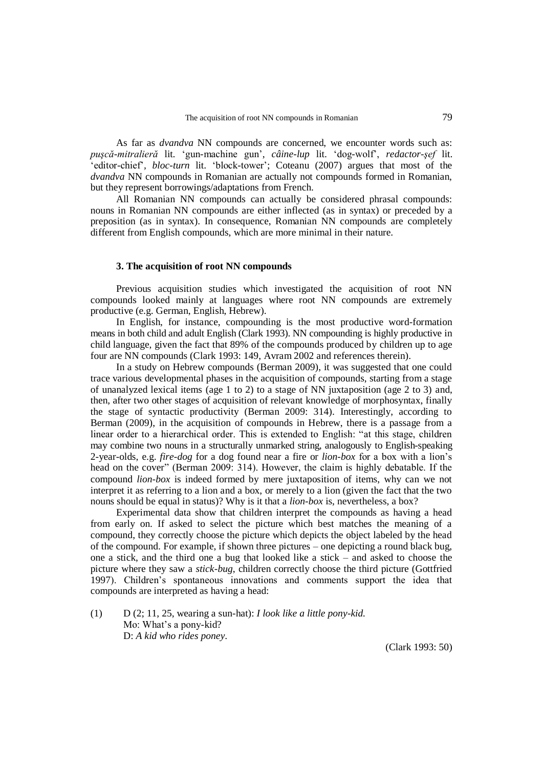As far as *dvandva* NN compounds are concerned, we encounter words such as: *puşcă-mitralieră* lit. 'gun-machine gun', *câine-lup* lit. 'dog-wolf', *redactor-şef* lit. 'editor-chief', *bloc-turn* lit. 'block-tower'; Coteanu (2007) argues that most of the *dvandva* NN compounds in Romanian are actually not compounds formed in Romanian, but they represent borrowings/adaptations from French.

All Romanian NN compounds can actually be considered phrasal compounds: nouns in Romanian NN compounds are either inflected (as in syntax) or preceded by a preposition (as in syntax). In consequence, Romanian NN compounds are completely different from English compounds, which are more minimal in their nature.

### 3. The acquisition of root NN compounds

Previous acquisition studies which investigated the acquisition of root NN compounds looked mainly at languages where root NN compounds are extremely productive (e.g. German, English, Hebrew).

In English, for instance, compounding is the most productive word-formation means in both child and adult English (Clark 1993). NN compounding is highly productive in child language, given the fact that 89% of the compounds produced by children up to age four are NN compounds (Clark 1993: 149, Avram 2002 and references therein).

In a study on Hebrew compounds (Berman 2009), it was suggested that one could trace various developmental phases in the acquisition of compounds, starting from a stage of unanalyzed lexical items (age 1 to 2) to a stage of NN juxtaposition (age 2 to 3) and, then, after two other stages of acquisition of relevant knowledge of morphosyntax, finally the stage of syntactic productivity (Berman 2009: 314). Interestingly, according to Berman (2009), in the acquisition of compounds in Hebrew, there is a passage from a linear order to a hierarchical order. This is extended to English: "at this stage, children may combine two nouns in a structurally unmarked string, analogously to English-speaking 2-year-olds, e.g. *fire-dog* for a dog found near a fire or *lion-box* for a box with a lion's head on the cover" (Berman 2009: 314). However, the claim is highly debatable. If the compound *lion-box* is indeed formed by mere juxtaposition of items, why can we not interpret it as referring to a lion and a box, or merely to a lion (given the fact that the two nouns should be equal in status)? Why is it that a *lion-box* is, nevertheless, a box?

Experimental data show that children interpret the compounds as having a head from early on. If asked to select the picture which best matches the meaning of a compound, they correctly choose the picture which depicts the object labeled by the head of the compound. For example, if shown three pictures – one depicting a round black bug, one a stick, and the third one a bug that looked like a stick – and asked to choose the picture where they saw a *stick-bug*, children correctly choose the third picture (Gottfried 1997). Children's spontaneous innovations and comments support the idea that compounds are interpreted as having a head:

(1) D (2; 11, 25, wearing a sun-hat): *I look like a little pony-kid.*
Mo: What's a pony-kid?
D: *A kid who rides poney*.

(Clark 1993: 50)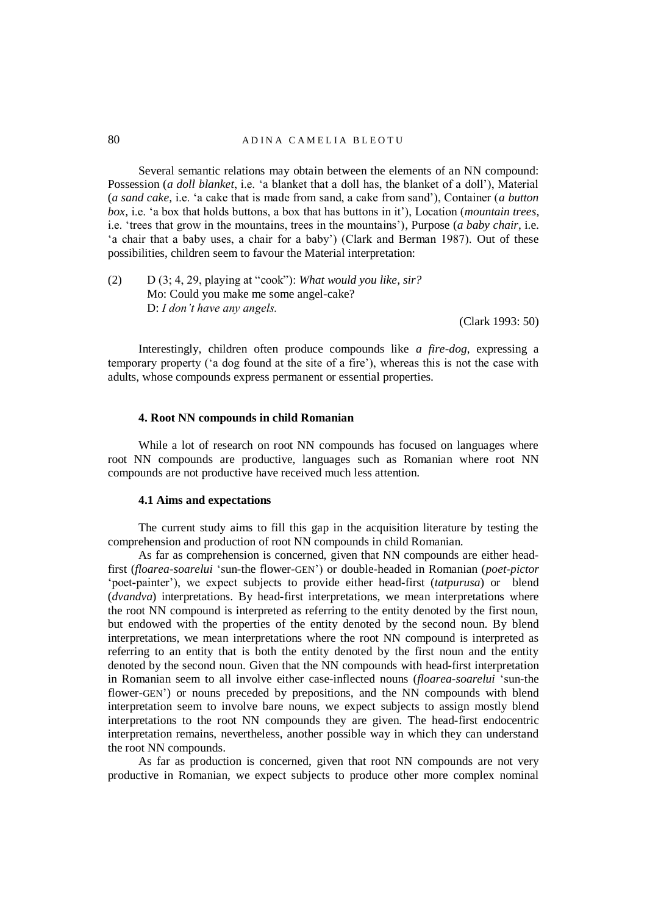Several semantic relations may obtain between the elements of an NN compound: Possession (*a doll blanket*, i.e. 'a blanket that a doll has, the blanket of a doll'), Material (*a sand cake,* i.e. 'a cake that is made from sand, a cake from sand'), Container (*a button box,* i.e. 'a box that holds buttons, a box that has buttons in it'), Location (*mountain trees*, i.e. 'trees that grow in the mountains, trees in the mountains'), Purpose (*a baby chair*, i.e. 'a chair that a baby uses, a chair for a baby') (Clark and Berman 1987). Out of these possibilities, children seem to favour the Material interpretation:

(2) D (3; 4, 29, playing at "cook"): *What would you like, sir?*
Mo: Could you make me some angel-cake?
D: *I don't have any angels.*

(Clark 1993: 50)

Interestingly, children often produce compounds like *a fire-dog*, expressing a temporary property ('a dog found at the site of a fire'), whereas this is not the case with adults, whose compounds express permanent or essential properties.

## 4. Root NN compounds in child Romanian

While a lot of research on root NN compounds has focused on languages where root NN compounds are productive, languages such as Romanian where root NN compounds are not productive have received much less attention.

### 4.1 Aims and expectations

The current study aims to fill this gap in the acquisition literature by testing the comprehension and production of root NN compounds in child Romanian.

As far as comprehension is concerned, given that NN compounds are either head-first (*floarea-soarelui* 'sun-the flower-GEN') or double-headed in Romanian (*poet-pictor* 'poet-painter'), we expect subjects to provide either head-first (*tatpurusa*) or blend (*dvandva*) interpretations. By head-first interpretations, we mean interpretations where the root NN compound is interpreted as referring to the entity denoted by the first noun, but endowed with the properties of the entity denoted by the second noun. By blend interpretations, we mean interpretations where the root NN compound is interpreted as referring to an entity that is both the entity denoted by the first noun and the entity denoted by the second noun. Given that the NN compounds with head-first interpretation in Romanian seem to all involve either case-inflected nouns (*floarea-soarelui* 'sun-the flower-GEN') or nouns preceded by prepositions, and the NN compounds with blend interpretation seem to involve bare nouns, we expect subjects to assign mostly blend interpretations to the root NN compounds they are given. The head-first endocentric interpretation remains, nevertheless, another possible way in which they can understand the root NN compounds.

As far as production is concerned, given that root NN compounds are not very productive in Romanian, we expect subjects to produce other more complex nominal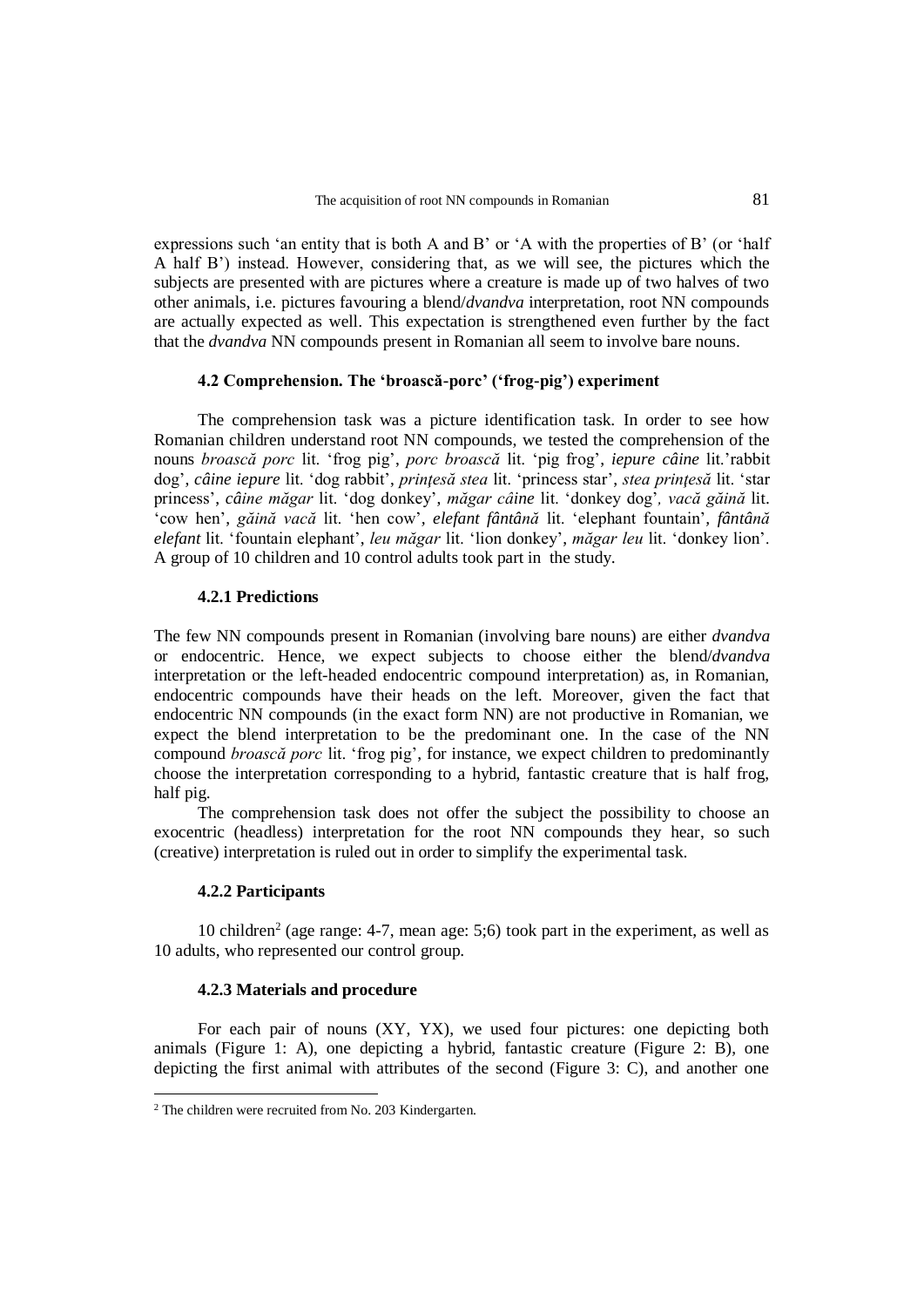expressions such 'an entity that is both A and B' or 'A with the properties of B' (or 'half A half B') instead. However, considering that, as we will see, the pictures which the subjects are presented with are pictures where a creature is made up of two halves of two other animals, i.e. pictures favouring a blend/*dvandva* interpretation, root NN compounds are actually expected as well. This expectation is strengthened even further by the fact that the *dvandva* NN compounds present in Romanian all seem to involve bare nouns.

### 4.2 Comprehension. The 'broască-porc' ('frog-pig') experiment

The comprehension task was a picture identification task. In order to see how Romanian children understand root NN compounds, we tested the comprehension of the nouns *broască porc* lit. 'frog pig', *porc broască* lit. 'pig frog', *iepure câine* lit.'rabbit dog', *câine iepure* lit. 'dog rabbit', *prințesă stea* lit. 'princess star', *stea prințesă* lit. 'star princess', *câine măgar* lit. 'dog donkey', *măgar câine* lit. 'donkey dog', *vacă găină* lit. 'cow hen', *găină vacă* lit. 'hen cow', *elefant fântână* lit. 'elephant fountain', *fântână elefant* lit. 'fountain elephant', *leu măgar* lit. 'lion donkey', *măgar leu* lit. 'donkey lion'. A group of 10 children and 10 control adults took part in the study.

#### 4.2.1 Predictions

The few NN compounds present in Romanian (involving bare nouns) are either *dvandva* or endocentric. Hence, we expect subjects to choose either the blend/*dvandva* interpretation or the left-headed endocentric compound interpretation) as, in Romanian, endocentric compounds have their heads on the left. Moreover, given the fact that endocentric NN compounds (in the exact form NN) are not productive in Romanian, we expect the blend interpretation to be the predominant one. In the case of the NN compound *broască porc* lit. 'frog pig', for instance, we expect children to predominantly choose the interpretation corresponding to a hybrid, fantastic creature that is half frog, half pig.

The comprehension task does not offer the subject the possibility to choose an exocentric (headless) interpretation for the root NN compounds they hear, so such (creative) interpretation is ruled out in order to simplify the experimental task.

#### 4.2.2 Participants

10 children[2] (age range: 4-7, mean age: 5;6) took part in the experiment, as well as 10 adults, who represented our control group.

#### 4.2.3 Materials and procedure

For each pair of nouns (XY, YX), we used four pictures: one depicting both animals (Figure 1: A), one depicting a hybrid, fantastic creature (Figure 2: B), one depicting the first animal with attributes of the second (Figure 3: C), and another one

---

[2] The children were recruited from No. 203 Kindergarten.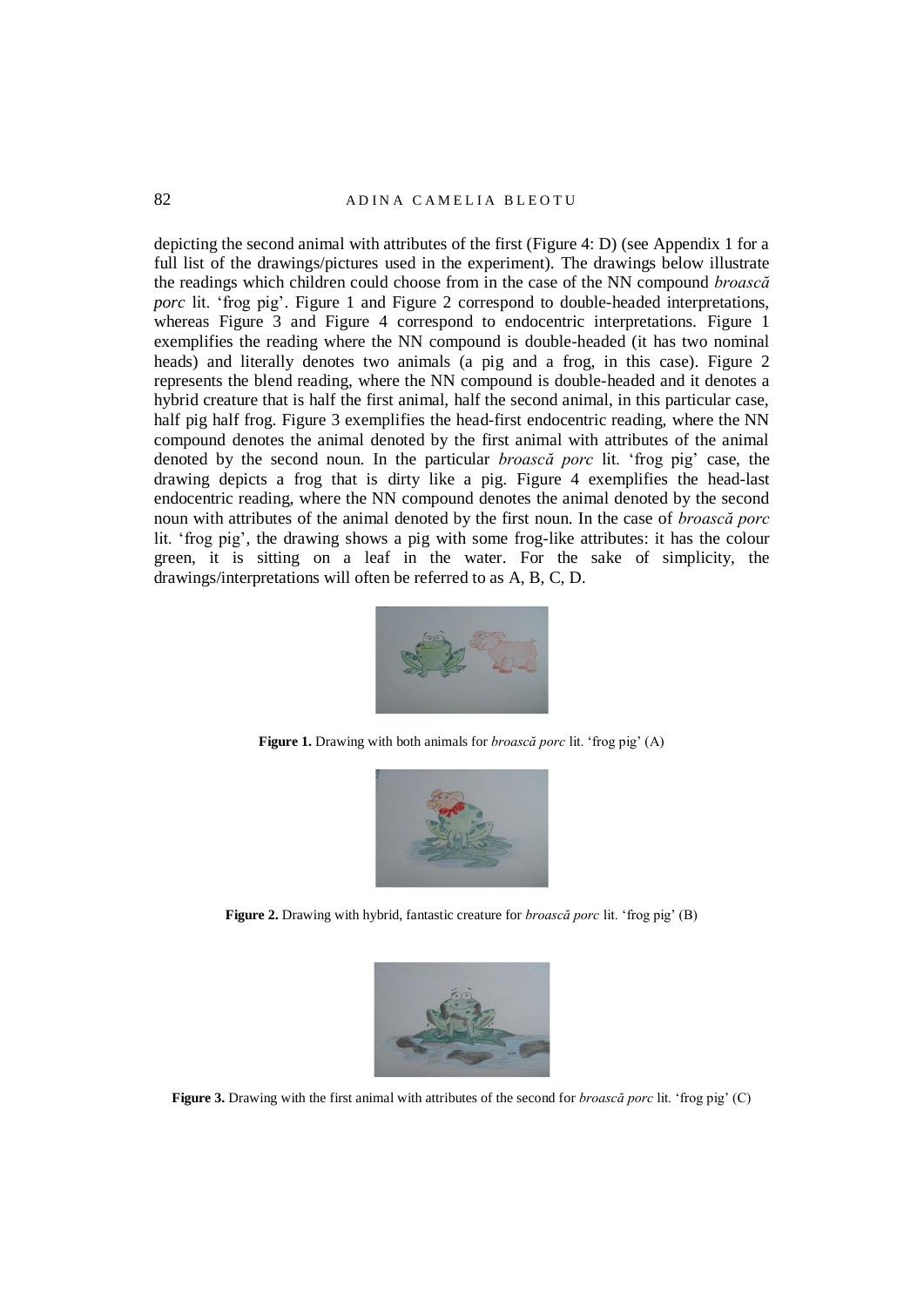depicting the second animal with attributes of the first (Figure 4: D) (see Appendix 1 for a full list of the drawings/pictures used in the experiment). The drawings below illustrate the readings which children could choose from in the case of the NN compound *broască porc* lit. 'frog pig'. Figure 1 and Figure 2 correspond to double-headed interpretations, whereas Figure 3 and Figure 4 correspond to endocentric interpretations. Figure 1 exemplifies the reading where the NN compound is double-headed (it has two nominal heads) and literally denotes two animals (a pig and a frog, in this case). Figure 2 represents the blend reading, where the NN compound is double-headed and it denotes a hybrid creature that is half the first animal, half the second animal, in this particular case, half pig half frog. Figure 3 exemplifies the head-first endocentric reading, where the NN compound denotes the animal denoted by the first animal with attributes of the animal denoted by the second noun. In the particular *broască porc* lit. 'frog pig' case, the drawing depicts a frog that is dirty like a pig. Figure 4 exemplifies the head-last endocentric reading, where the NN compound denotes the animal denoted by the second noun with attributes of the animal denoted by the first noun. In the case of *broască porc* lit. 'frog pig', the drawing shows a pig with some frog-like attributes: it has the colour green, it is sitting on a leaf in the water. For the sake of simplicity, the drawings/interpretations will often be referred to as A, B, C, D.

**Figure 1.** Drawing with both animals for *broască porc* lit. 'frog pig' (A)

**Figure 2.** Drawing with hybrid, fantastic creature for *broască porc* lit. 'frog pig' (B)

**Figure 3.** Drawing with the first animal with attributes of the second for *broască porc* lit. 'frog pig' (C)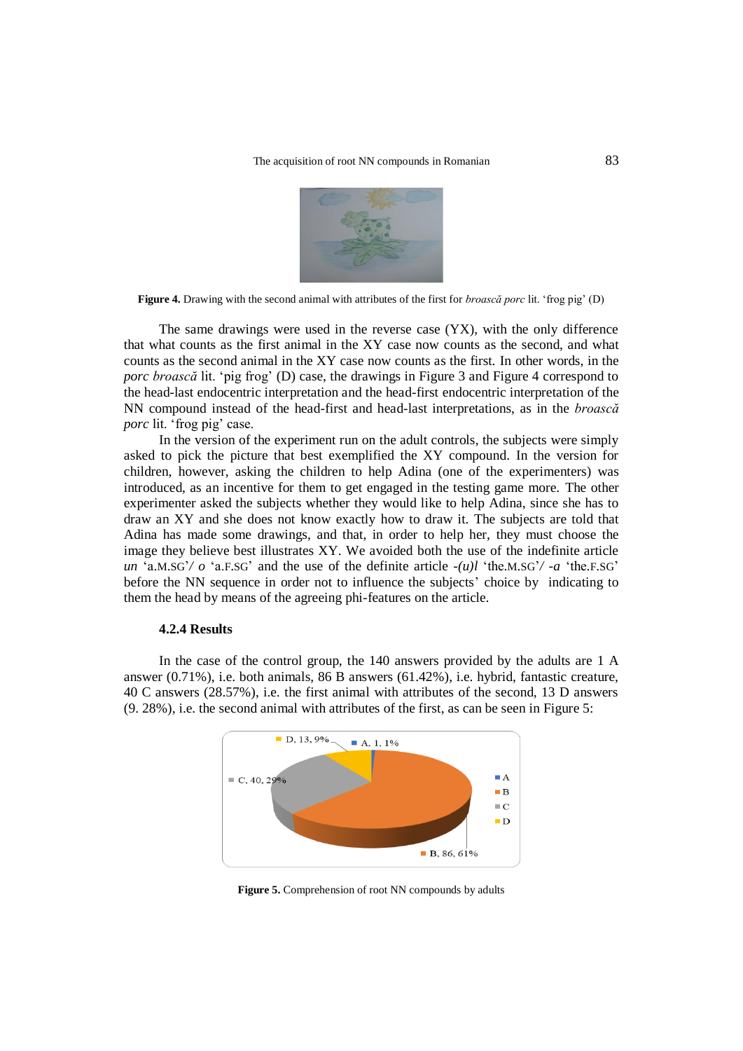**Figure 4.** Drawing with the second animal with attributes of the first for *broască porc* lit. 'frog pig' (D)

The same drawings were used in the reverse case (YX), with the only difference that what counts as the first animal in the XY case now counts as the second, and what counts as the second animal in the XY case now counts as the first. In other words, in the *porc broască* lit. 'pig frog' (D) case, the drawings in Figure 3 and Figure 4 correspond to the head-last endocentric interpretation and the head-first endocentric interpretation of the NN compound instead of the head-first and head-last interpretations, as in the *broască porc* lit. 'frog pig' case.

In the version of the experiment run on the adult controls, the subjects were simply asked to pick the picture that best exemplified the XY compound. In the version for children, however, asking the children to help Adina (one of the experimenters) was introduced, as an incentive for them to get engaged in the testing game more. The other experimenter asked the subjects whether they would like to help Adina, since she has to draw an XY and she does not know exactly how to draw it. The subjects are told that Adina has made some drawings, and that, in order to help her, they must choose the image they believe best illustrates XY. We avoided both the use of the indefinite article *un* 'a.M.SG'/ *o* 'a.F.SG' and the use of the definite article *-(u)l* 'the.M.SG'/ *-a* 'the.F.SG' before the NN sequence in order not to influence the subjects' choice by indicating to them the head by means of the agreeing phi-features on the article.

### 4.2.4 Results

In the case of the control group, the 140 answers provided by the adults are 1 A answer (0.71%), i.e. both animals, 86 B answers (61.42%), i.e. hybrid, fantastic creature, 40 C answers (28.57%), i.e. the first animal with attributes of the second, 13 D answers (9. 28%), i.e. the second animal with attributes of the first, as can be seen in Figure 5:

**Figure 5.** Comprehension of root NN compounds by adults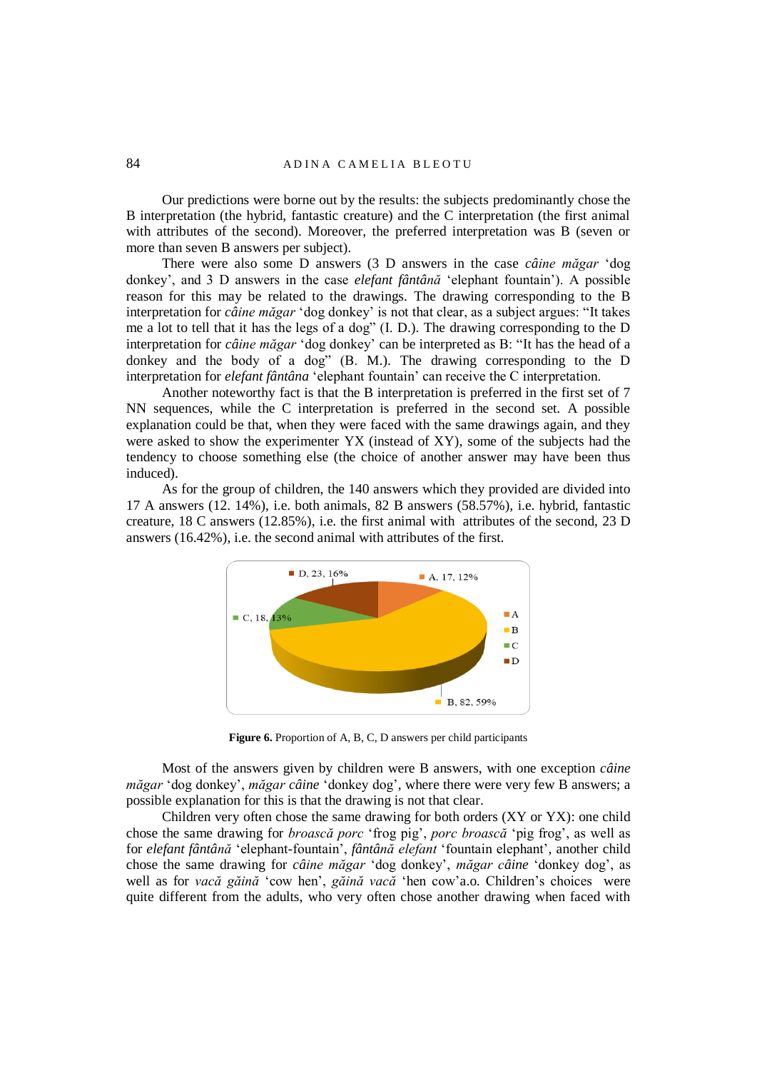Our predictions were borne out by the results: the subjects predominantly chose the B interpretation (the hybrid, fantastic creature) and the C interpretation (the first animal with attributes of the second). Moreover, the preferred interpretation was B (seven or more than seven B answers per subject).

There were also some D answers (3 D answers in the case *câine măgar* 'dog donkey', and 3 D answers in the case *elefant fântână* 'elephant fountain'). A possible reason for this may be related to the drawings. The drawing corresponding to the B interpretation for *câine măgar* 'dog donkey' is not that clear, as a subject argues: "It takes me a lot to tell that it has the legs of a dog" (I. D.). The drawing corresponding to the D interpretation for *câine măgar* 'dog donkey' can be interpreted as B: "It has the head of a donkey and the body of a dog" (B. M.). The drawing corresponding to the D interpretation for *elefant fântâna* 'elephant fountain' can receive the C interpretation.

Another noteworthy fact is that the B interpretation is preferred in the first set of 7 NN sequences, while the C interpretation is preferred in the second set. A possible explanation could be that, when they were faced with the same drawings again, and they were asked to show the experimenter YX (instead of XY), some of the subjects had the tendency to choose something else (the choice of another answer may have been thus induced).

As for the group of children, the 140 answers which they provided are divided into 17 A answers (12. 14%), i.e. both animals, 82 B answers (58.57%), i.e. hybrid, fantastic creature, 18 C answers (12.85%), i.e. the first animal with attributes of the second, 23 D answers (16.42%), i.e. the second animal with attributes of the first.

D, 23, 16% — A, 17, 12% — C, 18, 13% — B, 82, 59%

**Figure 6.** Proportion of A, B, C, D answers per child participants

Most of the answers given by children were B answers, with one exception *câine măgar* 'dog donkey', *măgar câine* 'donkey dog', where there were very few B answers; a possible explanation for this is that the drawing is not that clear.

Children very often chose the same drawing for both orders (XY or YX): one child chose the same drawing for *broască porc* 'frog pig', *porc broască* 'pig frog', as well as for *elefant fântână* 'elephant-fountain', *fântână elefant* 'fountain elephant', another child chose the same drawing for *câine măgar* 'dog donkey', *măgar câine* 'donkey dog', as well as for *vacă găină* 'cow hen', *găină vacă* 'hen cow'a.o. Children's choices were quite different from the adults, who very often chose another drawing when faced with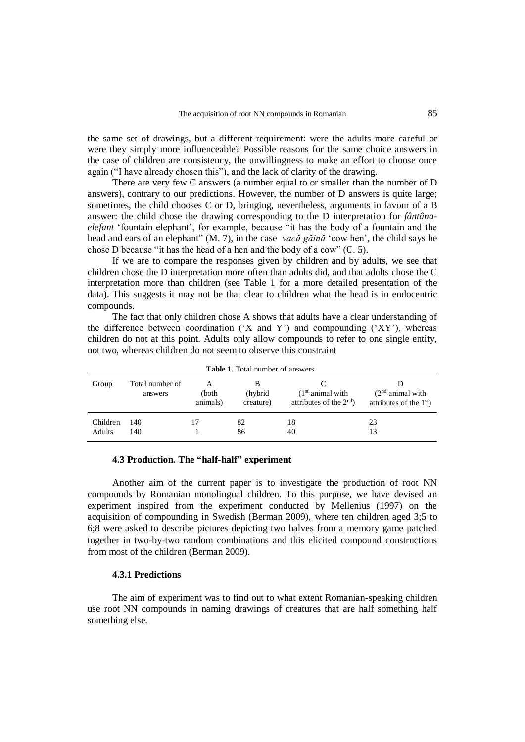the same set of drawings, but a different requirement: were the adults more careful or were they simply more influenceable? Possible reasons for the same choice answers in the case of children are consistency, the unwillingness to make an effort to choose once again ("I have already chosen this"), and the lack of clarity of the drawing.

There are very few C answers (a number equal to or smaller than the number of D answers), contrary to our predictions. However, the number of D answers is quite large; sometimes, the child chooses C or D, bringing, nevertheless, arguments in favour of a B answer: the child chose the drawing corresponding to the D interpretation for *fântâna-elefant* 'fountain elephant', for example, because "it has the body of a fountain and the head and ears of an elephant" (M. 7), in the case *vacă găină* 'cow hen', the child says he chose D because "it has the head of a hen and the body of a cow" (C. 5).

If we are to compare the responses given by children and by adults, we see that children chose the D interpretation more often than adults did, and that adults chose the C interpretation more than children (see Table 1 for a more detailed presentation of the data). This suggests it may not be that clear to children what the head is in endocentric compounds.

The fact that only children chose A shows that adults have a clear understanding of the difference between coordination ('X and Y') and compounding ('XY'), whereas children do not at this point. Adults only allow compounds to refer to one single entity, not two, whereas children do not seem to observe this constraint

**Table 1.** Total number of answers

| Group | Total number of answers | A (both animals) | B (hybrid creature) | C (1st animal with attributes of the 2nd) | D (2nd animal with attributes of the 1st) |
|---|---|---|---|---|---|
| Children | 140 | 17 | 82 | 18 | 23 |
| Adults | 140 | 1 | 86 | 40 | 13 |

### 4.3 Production. The "half-half" experiment

Another aim of the current paper is to investigate the production of root NN compounds by Romanian monolingual children. To this purpose, we have devised an experiment inspired from the experiment conducted by Mellenius (1997) on the acquisition of compounding in Swedish (Berman 2009), where ten children aged 3;5 to 6;8 were asked to describe pictures depicting two halves from a memory game patched together in two-by-two random combinations and this elicited compound constructions from most of the children (Berman 2009).

#### 4.3.1 Predictions

The aim of experiment was to find out to what extent Romanian-speaking children use root NN compounds in naming drawings of creatures that are half something half something else.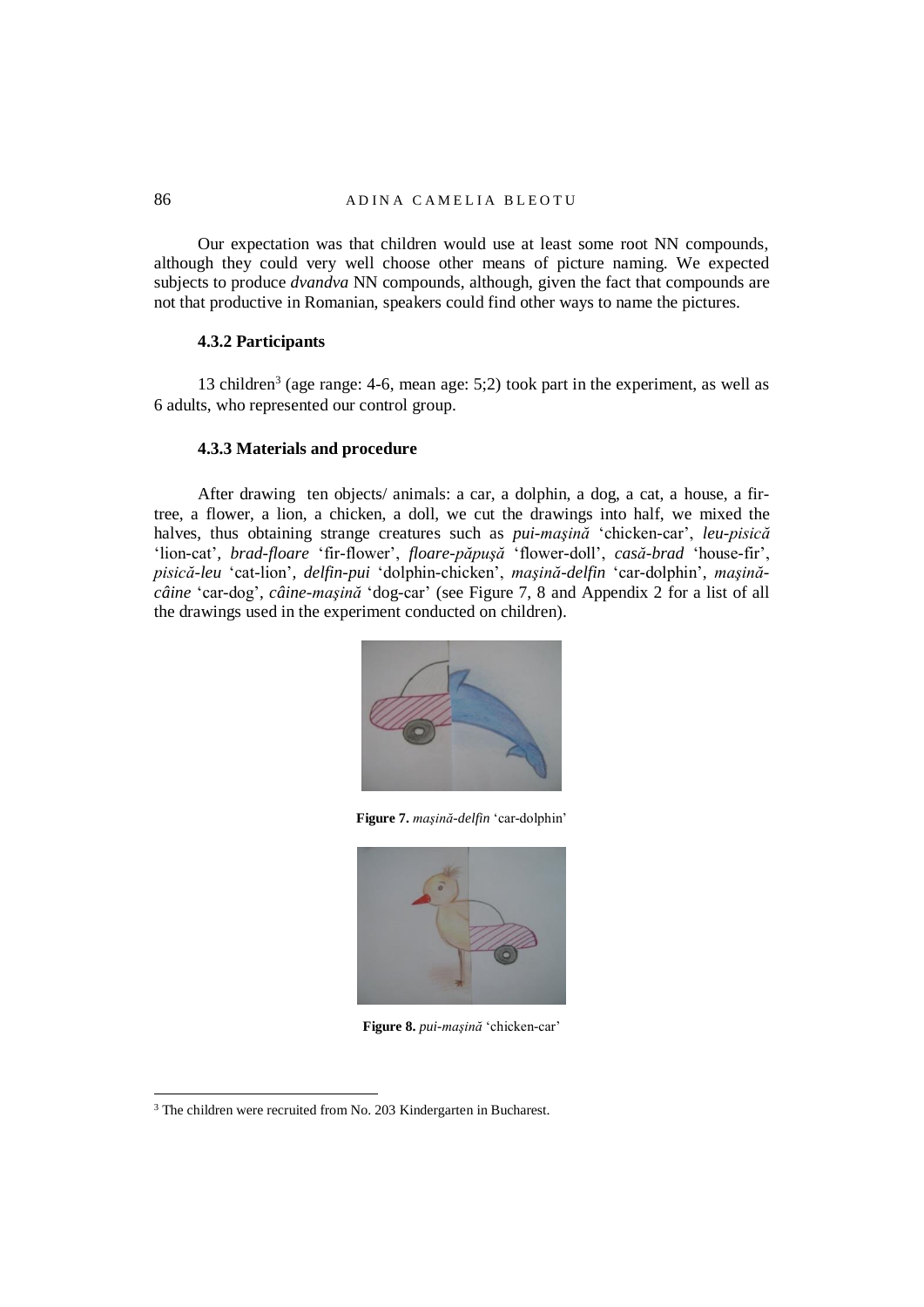Our expectation was that children would use at least some root NN compounds, although they could very well choose other means of picture naming. We expected subjects to produce *dvandva* NN compounds, although, given the fact that compounds are not that productive in Romanian, speakers could find other ways to name the pictures.

### 4.3.2 Participants

13 children[3] (age range: 4-6, mean age: 5;2) took part in the experiment, as well as 6 adults, who represented our control group.

### 4.3.3 Materials and procedure

After drawing ten objects/ animals: a car, a dolphin, a dog, a cat, a house, a fir-tree, a flower, a lion, a chicken, a doll, we cut the drawings into half, we mixed the halves, thus obtaining strange creatures such as *pui-maşină* 'chicken-car', *leu-pisică* 'lion-cat', *brad-floare* 'fir-flower', *floare-păpuşă* 'flower-doll', *casă-brad* 'house-fir', *pisică-leu* 'cat-lion', *delfin-pui* 'dolphin-chicken', *maşină-delfin* 'car-dolphin', *maşină-câine* 'car-dog', *câine-maşină* 'dog-car' (see Figure 7, 8 and Appendix 2 for a list of all the drawings used in the experiment conducted on children).

**Figure 7.** *maşină-delfin* 'car-dolphin'

**Figure 8.** *pui-maşină* 'chicken-car'

[3] The children were recruited from No. 203 Kindergarten in Bucharest.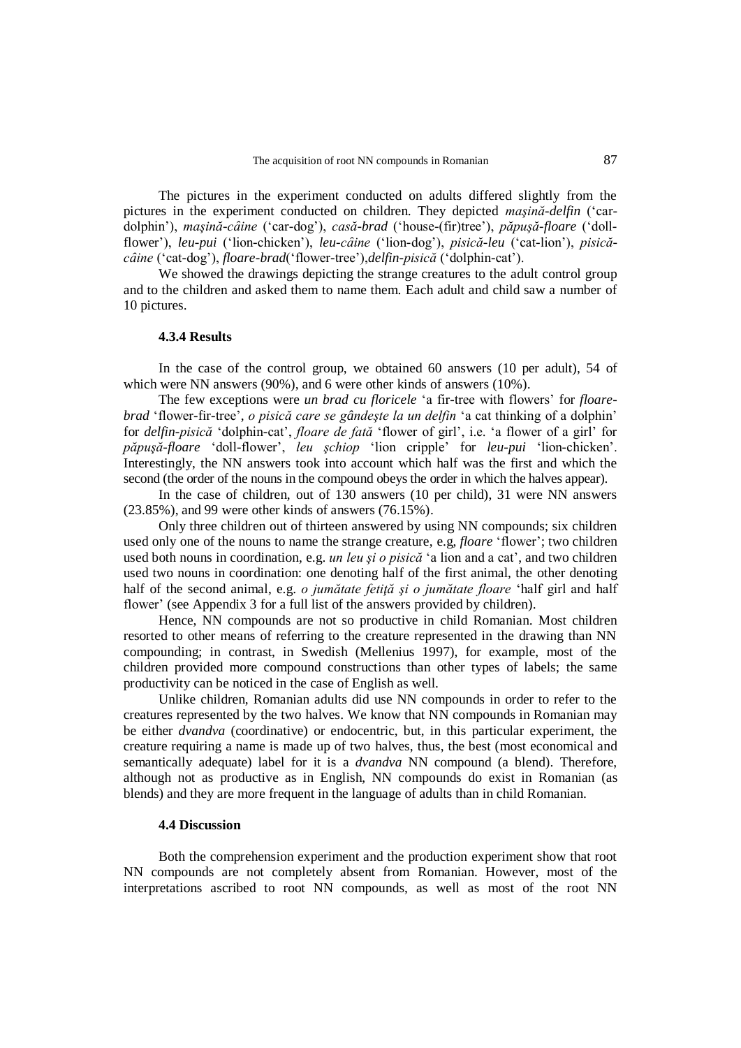The pictures in the experiment conducted on adults differed slightly from the pictures in the experiment conducted on children. They depicted *maşină-delfin* ('car-dolphin'), *maşină-câine* ('car-dog'), *casă-brad* ('house-(fir)tree'), *păpuşă-floare* ('doll-flower'), *leu-pui* ('lion-chicken'), *leu-câine* ('lion-dog'), *pisică-leu* ('cat-lion'), *pisică-câine* ('cat-dog'), *floare-brad*('flower-tree'),*delfin-pisică* ('dolphin-cat').

We showed the drawings depicting the strange creatures to the adult control group and to the children and asked them to name them. Each adult and child saw a number of 10 pictures.

#### 4.3.4 Results

In the case of the control group, we obtained 60 answers (10 per adult), 54 of which were NN answers (90%), and 6 were other kinds of answers (10%).

The few exceptions were *un brad cu floricele* 'a fir-tree with flowers' for *floare-brad* 'flower-fir-tree', *o pisică care se gândeşte la un delfin* 'a cat thinking of a dolphin' for *delfin-pisică* 'dolphin-cat', *floare de fată* 'flower of girl', i.e. 'a flower of a girl' for *păpuşă-floare* 'doll-flower', *leu şchiop* 'lion cripple' for *leu-pui* 'lion-chicken'. Interestingly, the NN answers took into account which half was the first and which the second (the order of the nouns in the compound obeys the order in which the halves appear).

In the case of children, out of 130 answers (10 per child), 31 were NN answers (23.85%), and 99 were other kinds of answers (76.15%).

Only three children out of thirteen answered by using NN compounds; six children used only one of the nouns to name the strange creature, e.g, *floare* 'flower'; two children used both nouns in coordination, e.g. *un leu şi o pisică* 'a lion and a cat', and two children used two nouns in coordination: one denoting half of the first animal, the other denoting half of the second animal, e.g. *o jumătate fetiţă şi o jumătate floare* 'half girl and half flower' (see Appendix 3 for a full list of the answers provided by children).

Hence, NN compounds are not so productive in child Romanian. Most children resorted to other means of referring to the creature represented in the drawing than NN compounding; in contrast, in Swedish (Mellenius 1997), for example, most of the children provided more compound constructions than other types of labels; the same productivity can be noticed in the case of English as well.

Unlike children, Romanian adults did use NN compounds in order to refer to the creatures represented by the two halves. We know that NN compounds in Romanian may be either *dvandva* (coordinative) or endocentric, but, in this particular experiment, the creature requiring a name is made up of two halves, thus, the best (most economical and semantically adequate) label for it is a *dvandva* NN compound (a blend). Therefore, although not as productive as in English, NN compounds do exist in Romanian (as blends) and they are more frequent in the language of adults than in child Romanian.

#### 4.4 Discussion

Both the comprehension experiment and the production experiment show that root NN compounds are not completely absent from Romanian. However, most of the interpretations ascribed to root NN compounds, as well as most of the root NN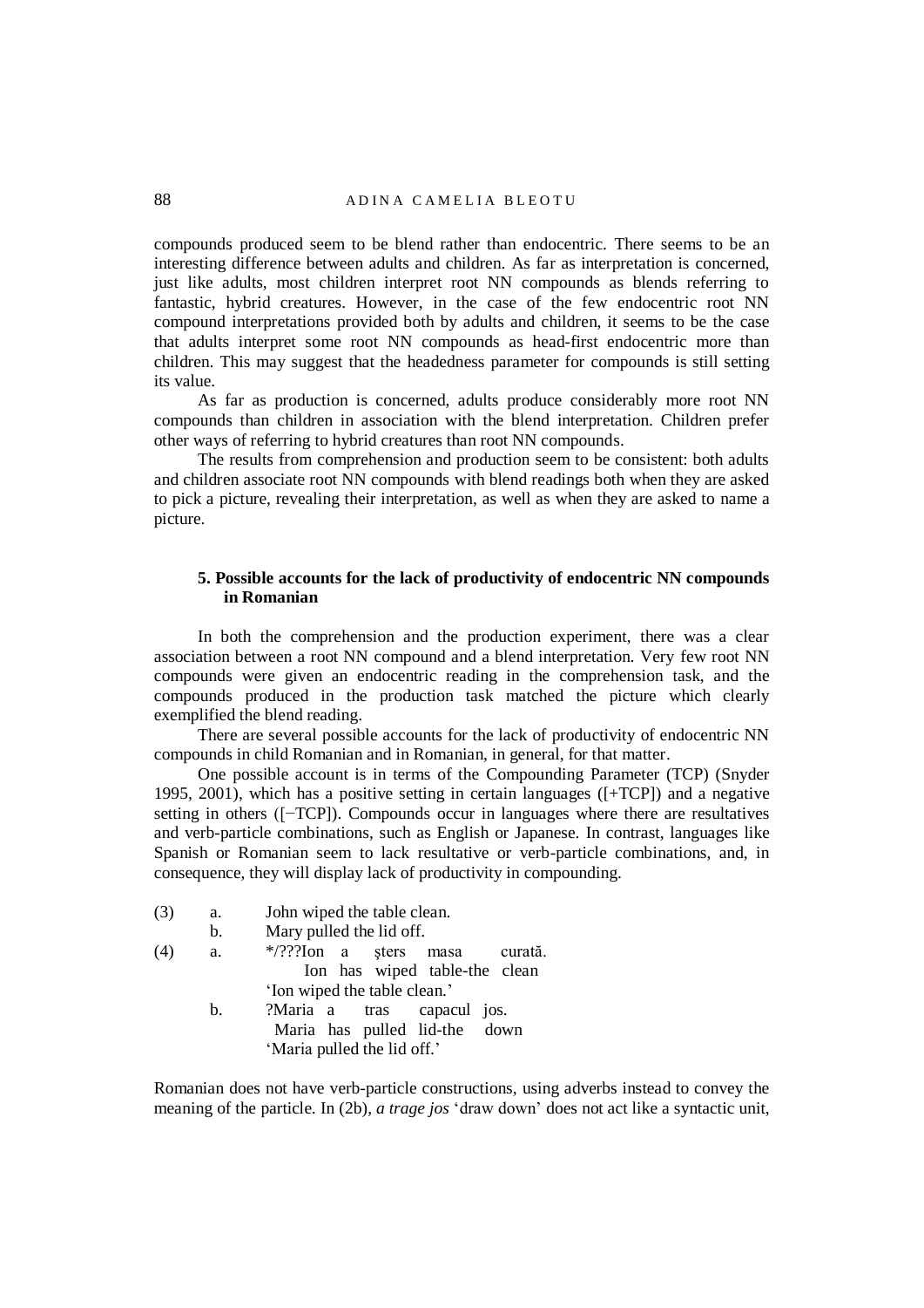compounds produced seem to be blend rather than endocentric. There seems to be an interesting difference between adults and children. As far as interpretation is concerned, just like adults, most children interpret root NN compounds as blends referring to fantastic, hybrid creatures. However, in the case of the few endocentric root NN compound interpretations provided both by adults and children, it seems to be the case that adults interpret some root NN compounds as head-first endocentric more than children. This may suggest that the headedness parameter for compounds is still setting its value.

As far as production is concerned, adults produce considerably more root NN compounds than children in association with the blend interpretation. Children prefer other ways of referring to hybrid creatures than root NN compounds.

The results from comprehension and production seem to be consistent: both adults and children associate root NN compounds with blend readings both when they are asked to pick a picture, revealing their interpretation, as well as when they are asked to name a picture.

## 5. Possible accounts for the lack of productivity of endocentric NN compounds in Romanian

In both the comprehension and the production experiment, there was a clear association between a root NN compound and a blend interpretation. Very few root NN compounds were given an endocentric reading in the comprehension task, and the compounds produced in the production task matched the picture which clearly exemplified the blend reading.

There are several possible accounts for the lack of productivity of endocentric NN compounds in child Romanian and in Romanian, in general, for that matter.

One possible account is in terms of the Compounding Parameter (TCP) (Snyder 1995, 2001), which has a positive setting in certain languages ([+TCP]) and a negative setting in others ([−TCP]). Compounds occur in languages where there are resultatives and verb-particle combinations, such as English or Japanese. In contrast, languages like Spanish or Romanian seem to lack resultative or verb-particle combinations, and, in consequence, they will display lack of productivity in compounding.

(3) a. John wiped the table clean.
    b. Mary pulled the lid off.

(4) a. */???Ion a șters masa curată.
       Ion has wiped table-the clean
       'Ion wiped the table clean.'
    b. ?Maria a tras capacul jos.
       Maria has pulled lid-the down
       'Maria pulled the lid off.'

Romanian does not have verb-particle constructions, using adverbs instead to convey the meaning of the particle. In (2b), *a trage jos* 'draw down' does not act like a syntactic unit,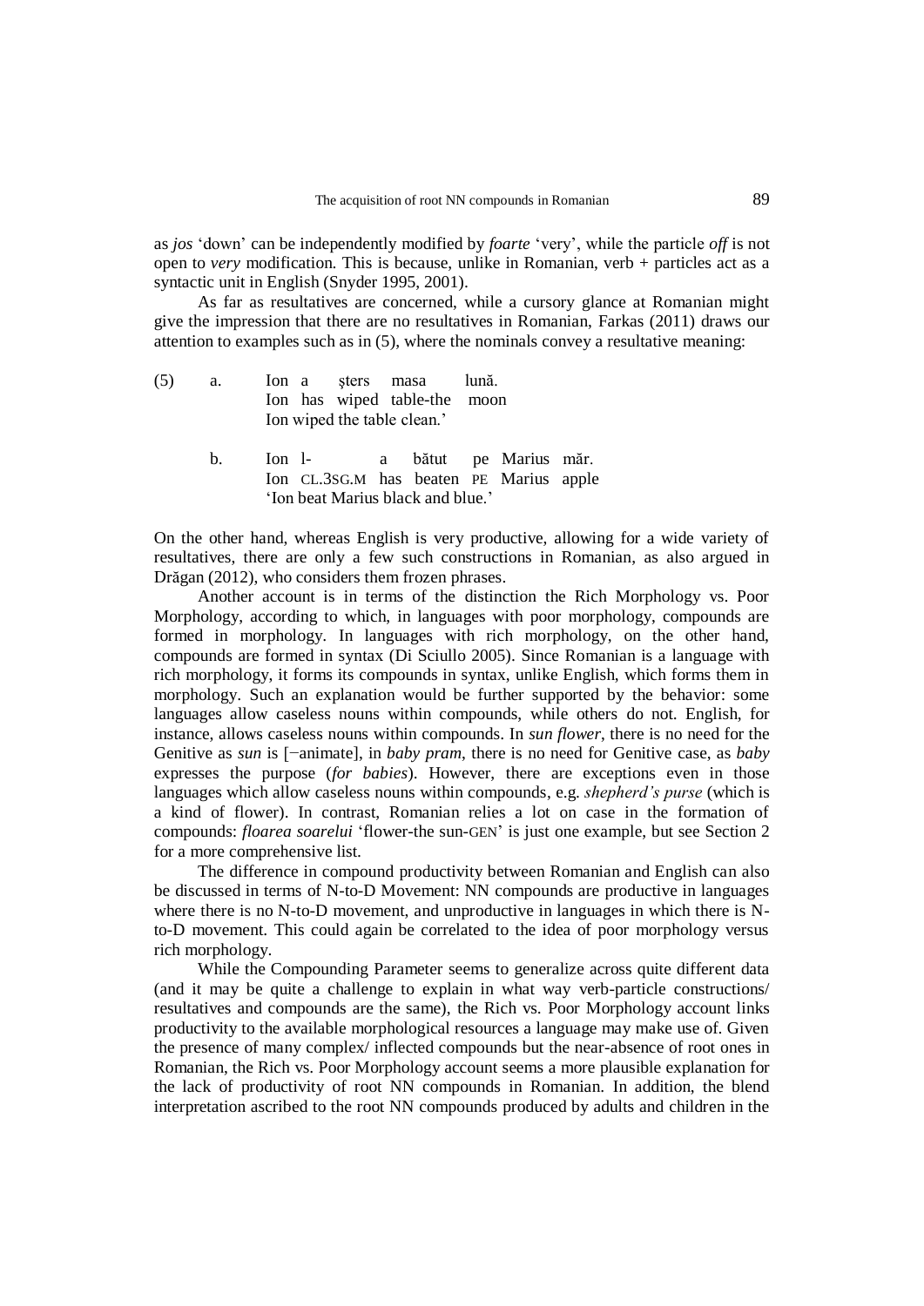as *jos* 'down' can be independently modified by *foarte* 'very', while the particle *off* is not open to *very* modification. This is because, unlike in Romanian, verb + particles act as a syntactic unit in English (Snyder 1995, 2001).

As far as resultatives are concerned, while a cursory glance at Romanian might give the impression that there are no resultatives in Romanian, Farkas (2011) draws our attention to examples such as in (5), where the nominals convey a resultative meaning:

(5) a. Ion a șters masa lună.
   Ion has wiped table-the moon
   Ion wiped the table clean.'

b. Ion l- a bătut pe Marius măr.
   Ion CL.3SG.M has beaten PE Marius apple
   'Ion beat Marius black and blue.'

On the other hand, whereas English is very productive, allowing for a wide variety of resultatives, there are only a few such constructions in Romanian, as also argued in Drăgan (2012), who considers them frozen phrases.

Another account is in terms of the distinction the Rich Morphology vs. Poor Morphology, according to which, in languages with poor morphology, compounds are formed in morphology. In languages with rich morphology, on the other hand, compounds are formed in syntax (Di Sciullo 2005). Since Romanian is a language with rich morphology, it forms its compounds in syntax, unlike English, which forms them in morphology. Such an explanation would be further supported by the behavior: some languages allow caseless nouns within compounds, while others do not. English, for instance, allows caseless nouns within compounds. In *sun flower*, there is no need for the Genitive as *sun* is [−animate], in *baby pram*, there is no need for Genitive case, as *baby* expresses the purpose (*for babies*). However, there are exceptions even in those languages which allow caseless nouns within compounds, e.g. *shepherd's purse* (which is a kind of flower). In contrast, Romanian relies a lot on case in the formation of compounds: *floarea soarelui* 'flower-the sun-GEN' is just one example, but see Section 2 for a more comprehensive list.

The difference in compound productivity between Romanian and English can also be discussed in terms of N-to-D Movement: NN compounds are productive in languages where there is no N-to-D movement, and unproductive in languages in which there is N-to-D movement. This could again be correlated to the idea of poor morphology versus rich morphology.

While the Compounding Parameter seems to generalize across quite different data (and it may be quite a challenge to explain in what way verb-particle constructions/ resultatives and compounds are the same), the Rich vs. Poor Morphology account links productivity to the available morphological resources a language may make use of. Given the presence of many complex/ inflected compounds but the near-absence of root ones in Romanian, the Rich vs. Poor Morphology account seems a more plausible explanation for the lack of productivity of root NN compounds in Romanian. In addition, the blend interpretation ascribed to the root NN compounds produced by adults and children in the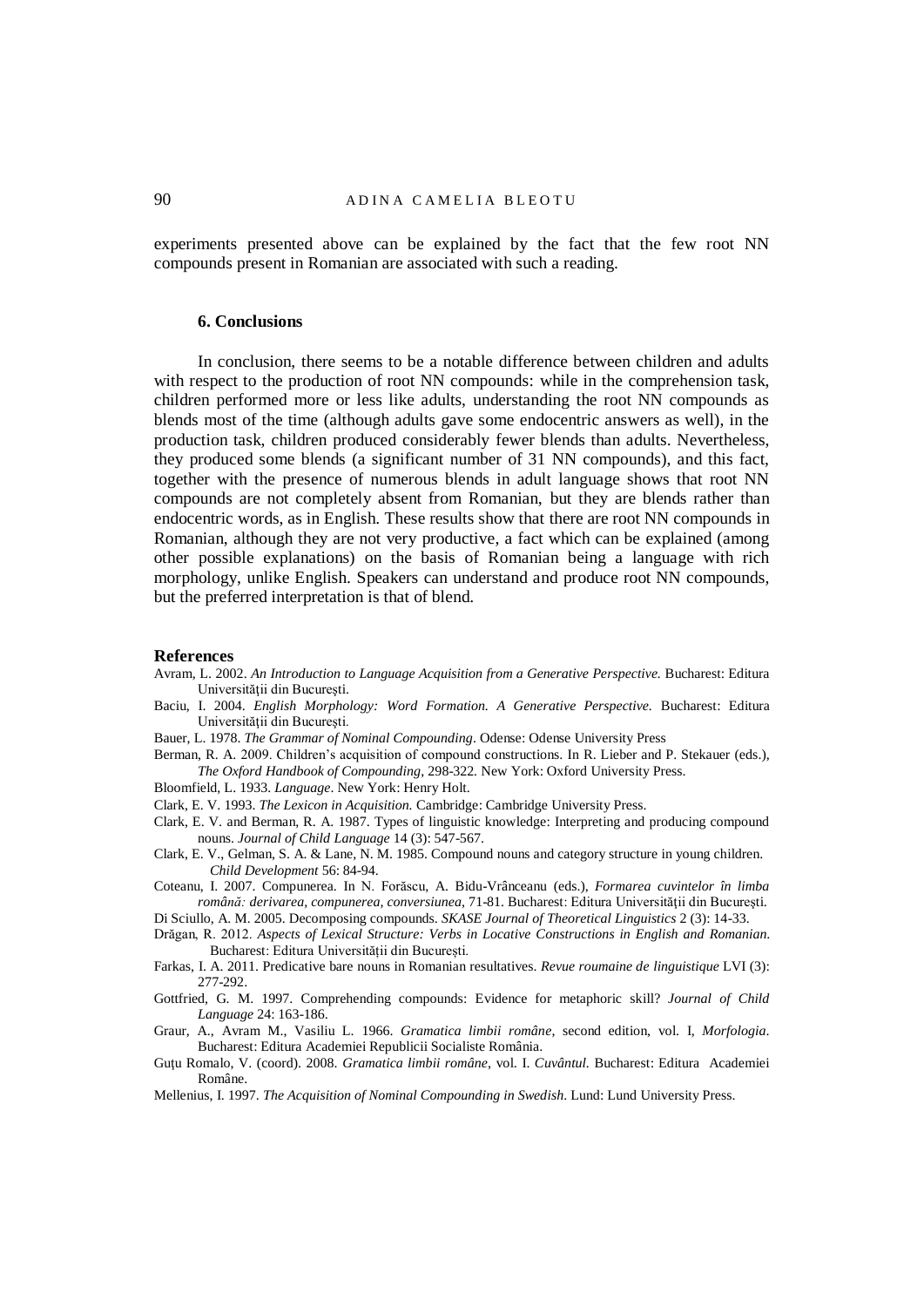experiments presented above can be explained by the fact that the few root NN compounds present in Romanian are associated with such a reading.

### 6. Conclusions

In conclusion, there seems to be a notable difference between children and adults with respect to the production of root NN compounds: while in the comprehension task, children performed more or less like adults, understanding the root NN compounds as blends most of the time (although adults gave some endocentric answers as well), in the production task, children produced considerably fewer blends than adults. Nevertheless, they produced some blends (a significant number of 31 NN compounds), and this fact, together with the presence of numerous blends in adult language shows that root NN compounds are not completely absent from Romanian, but they are blends rather than endocentric words, as in English. These results show that there are root NN compounds in Romanian, although they are not very productive, a fact which can be explained (among other possible explanations) on the basis of Romanian being a language with rich morphology, unlike English. Speakers can understand and produce root NN compounds, but the preferred interpretation is that of blend.

### References

Avram, L. 2002. *An Introduction to Language Acquisition from a Generative Perspective.* Bucharest: Editura Universităţii din Bucureşti.

Baciu, I. 2004. *English Morphology: Word Formation. A Generative Perspective.* Bucharest: Editura Universităţii din Bucureşti.

Bauer, L. 1978. *The Grammar of Nominal Compounding*. Odense: Odense University Press

Berman, R. A. 2009. Children's acquisition of compound constructions. In R. Lieber and P. Stekauer (eds.), *The Oxford Handbook of Compounding*, 298-322. New York: Oxford University Press.

Bloomfield, L. 1933. *Language*. New York: Henry Holt.

Clark, E. V. 1993. *The Lexicon in Acquisition.* Cambridge: Cambridge University Press.

Clark, E. V. and Berman, R. A. 1987. Types of linguistic knowledge: Interpreting and producing compound nouns. *Journal of Child Language* 14 (3): 547-567.

Clark, E. V., Gelman, S. A. & Lane, N. M. 1985. Compound nouns and category structure in young children. *Child Development* 56: 84-94.

Coteanu, I. 2007. Compunerea. In N. Forăscu, A. Bidu-Vrânceanu (eds.), *Formarea cuvintelor în limba română: derivarea, compunerea, conversiunea*, 71-81. Bucharest: Editura Universităţii din Bucureşti.

Di Sciullo, A. M. 2005. Decomposing compounds. *SKASE Journal of Theoretical Linguistics* 2 (3): 14-33.

Drăgan, R. 2012. *Aspects of Lexical Structure: Verbs in Locative Constructions in English and Romanian*. Bucharest: Editura Universităţii din Bucureşti.

Farkas, I. A. 2011. Predicative bare nouns in Romanian resultatives. *Revue roumaine de linguistique* LVI (3): 277-292.

Gottfried, G. M. 1997. Comprehending compounds: Evidence for metaphoric skill? *Journal of Child Language* 24: 163-186.

Graur, A., Avram M., Vasiliu L. 1966. *Gramatica limbii române*, second edition, vol. I, *Morfologia*. Bucharest: Editura Academiei Republicii Socialiste România.

Guţu Romalo, V. (coord). 2008. *Gramatica limbii române*, vol. I. *Cuvântul.* Bucharest: Editura Academiei Române.

Mellenius, I. 1997. *The Acquisition of Nominal Compounding in Swedish*. Lund: Lund University Press.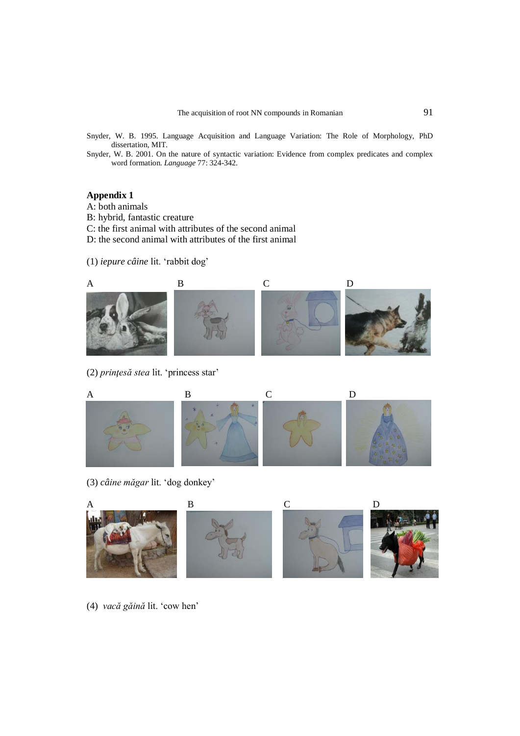Snyder, W. B. 1995. Language Acquisition and Language Variation: The Role of Morphology, PhD dissertation, MIT.

Snyder, W. B. 2001. On the nature of syntactic variation: Evidence from complex predicates and complex word formation. *Language* 77: 324-342.

## Appendix 1

A: both animals
B: hybrid, fantastic creature
C: the first animal with attributes of the second animal
D: the second animal with attributes of the first animal

(1) *iepure câine* lit. 'rabbit dog'

A B C D

(2) *prințesă stea* lit. 'princess star'

A B C D

(3) *câine măgar* lit. 'dog donkey'

A B C D

(4) *vacă găină* lit. 'cow hen'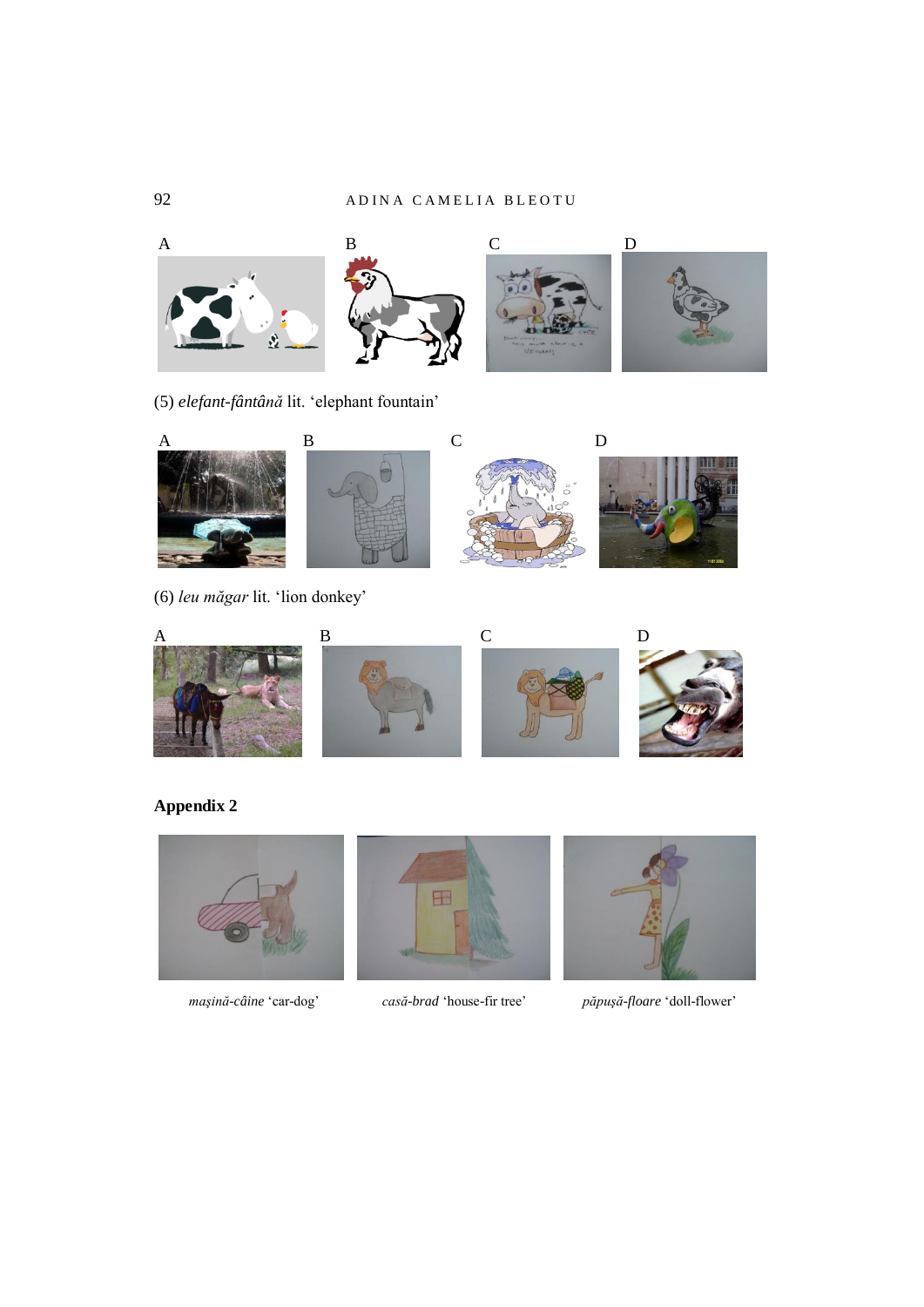A B C D

(5) *elefant-fântână* lit. 'elephant fountain'

A B C D

(6) *leu măgar* lit. 'lion donkey'

A B C D

**Appendix 2**

*mașină-câine* 'car-dog' *casă-brad* 'house-fir tree' *păpușă-floare* 'doll-flower'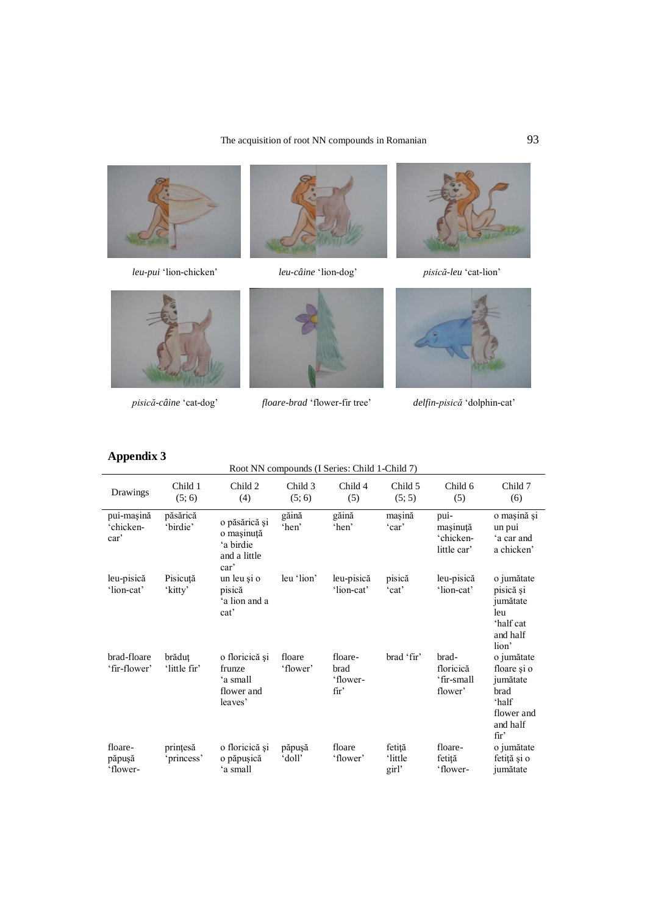*leu-pui* 'lion-chicken' *leu-câine* 'lion-dog' *pisică-leu* 'cat-lion'

*pisică-câine* 'cat-dog' *floare-brad* 'flower-fir tree' *delfin-pisică* 'dolphin-cat'

## Appendix 3

Root NN compounds (I Series: Child 1-Child 7)

| Drawings | Child 1 (5; 6) | Child 2 (4) | Child 3 (5; 6) | Child 4 (5) | Child 5 (5; 5) | Child 6 (5) | Child 7 (6) |
|---|---|---|---|---|---|---|---|
| pui-mașină 'chicken-car' | păsărică 'birdie' | o păsărică și o mașinuță 'a birdie and a little car' | găină 'hen' | găină 'hen' | mașină 'car' | pui-mașinuță 'chicken-little car' | o mașină și un pui 'a car and a chicken' |
| leu-pisică 'lion-cat' | Pisicuță 'kitty' | un leu și o pisică 'a lion and a cat' | leu 'lion' | leu-pisică 'lion-cat' | pisică 'cat' | leu-pisică 'lion-cat' | o jumătate pisică și jumătate leu 'half cat and half lion' |
| brad-floare 'fir-flower' | brăduț 'little fir' | o floricică și frunze 'a small flower and leaves' | floare 'flower' | floare-brad 'flower-fir' | brad 'fir' | brad-floricică 'fir-small flower' | o jumătate floare și o jumătate brad 'half flower and and half fir' |
| floare-păpușă 'flower- | prințesă 'princess' | o floricică și o păpușică 'a small | păpușă 'doll' | floare 'flower' | fetiță 'little girl' | floare-fetiță 'flower- | o jumătate fetiță și o jumătate |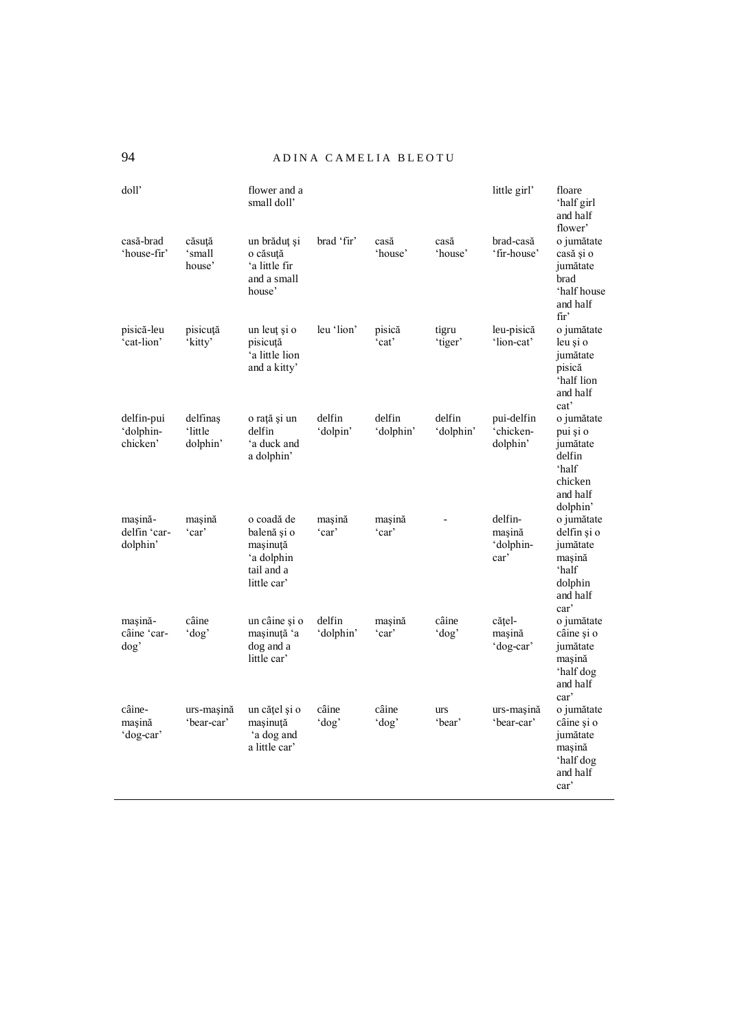| | | | | | | | |
|---|---|---|---|---|---|---|---|
| doll’ | | flower and a small doll’ | | | | little girl’ | floare ‘half girl and half flower’ |
| casă-brad ‘house-fir’ | căsuţă ‘small house’ | un brăduţ şi o căsuţă ‘a little fir and a small house’ | brad ‘fir’ | casă ‘house’ | casă ‘house’ | brad-casă ‘fir-house’ | o jumătate casă şi o jumătate brad ‘half house and half fir’ |
| pisică-leu ‘cat-lion’ | pisicuţă ‘kitty’ | un leuţ şi o pisicuţă ‘a little lion and a kitty’ | leu ‘lion’ | pisică ‘cat’ | tigru ‘tiger’ | leu-pisică ‘lion-cat’ | o jumătate leu şi o jumătate pisică ‘half lion and half cat’ |
| delfin-pui ‘dolphin-chicken’ | delfinaş ‘little dolphin’ | o raţă şi un delfin ‘a duck and a dolphin’ | delfin ‘dolpin’ | delfin ‘dolphin’ | delfin ‘dolphin’ | pui-delfin ‘chicken-dolphin’ | o jumătate pui şi o jumătate delfin ‘half chicken and half dolphin’ |
| maşină-delfin ‘car-dolphin’ | maşină ‘car’ | o coadă de balenă şi o maşinuţă ‘a dolphin tail and a little car’ | maşină ‘car’ | maşină ‘car’ | - | delfin-maşină ‘dolphin-car’ | o jumătate delfin şi o jumătate maşină ‘half dolphin and half car’ |
| maşină-câine ‘car-dog’ | câine ‘dog’ | un câine şi o maşinuţă ‘a dog and a little car’ | delfin ‘dolphin’ | maşină ‘car’ | câine ‘dog’ | căţel-maşină ‘dog-car’ | o jumătate câine şi o jumătate maşină ‘half dog and half car’ |
| câine-maşină ‘dog-car’ | urs-maşină ‘bear-car’ | un căţel şi o maşinuţă ‘a dog and a little car’ | câine ‘dog’ | câine ‘dog’ | urs ‘bear’ | urs-maşină ‘bear-car’ | o jumătate câine şi o jumătate maşină ‘half dog and half car’ |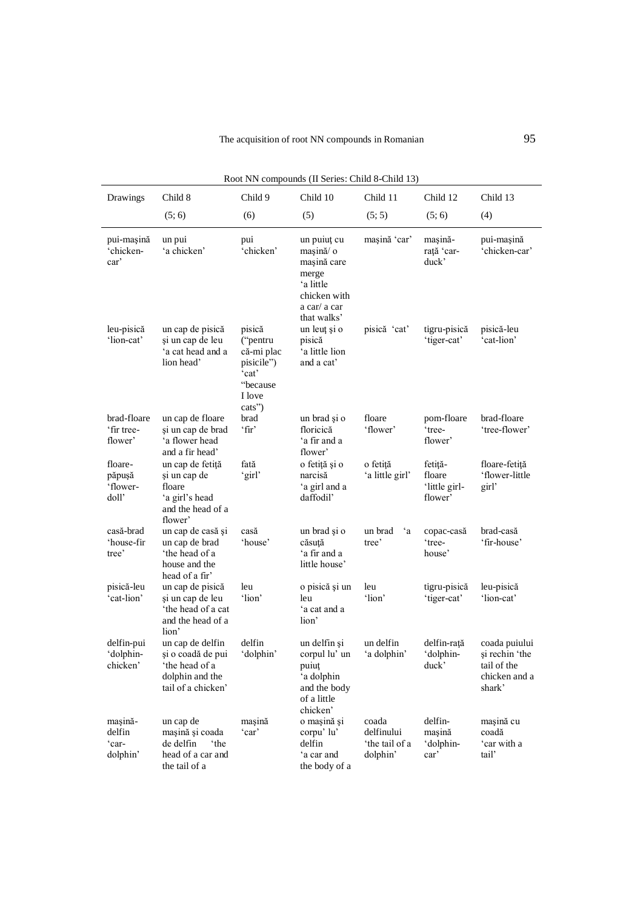Root NN compounds (II Series: Child 8-Child 13)

| Drawings | Child 8 (5; 6) | Child 9 (6) | Child 10 (5) | Child 11 (5; 5) | Child 12 (5; 6) | Child 13 (4) |
|---|---|---|---|---|---|---|
| pui-maşină 'chicken-car' | un pui 'a chicken' | pui 'chicken' | un puiuţ cu maşină/ o maşină care merge 'a little chicken with a car/ a car that walks' | maşină 'car' | maşină-raţă 'car-duck' | pui-maşină 'chicken-car' |
| leu-pisică 'lion-cat' | un cap de pisică şi un cap de leu 'a cat head and a lion head' | pisică ("pentru că-mi plac pisicile") 'cat' "because I love cats") | un leuţ şi o pisică 'a little lion and a cat' | pisică 'cat' | tigru-pisică 'tiger-cat' | pisică-leu 'cat-lion' |
| brad-floare 'fir tree-flower' | un cap de floare şi un cap de brad 'a flower head and a fir head' | brad 'fir' | un brad şi o floricică 'a fir and a flower' | floare 'flower' | pom-floare 'tree-flower' | brad-floare 'tree-flower' |
| floare-păpuşă 'flower-doll' | un cap de fetiţă şi un cap de floare 'a girl's head and the head of a flower' | fată 'girl' | o fetiţă şi o narcisă 'a girl and a daffodil' | o fetiţă 'a little girl' | fetiţă-floare 'little girl-flower' | floare-fetiţă 'flower-little girl' |
| casă-brad 'house-fir tree' | un cap de casă şi un cap de brad 'the head of a house and the head of a fir' | casă 'house' | un brad şi o căsuţă 'a fir and a little house' | un brad 'a tree' | copac-casă 'tree-house' | brad-casă 'fir-house' |
| pisică-leu 'cat-lion' | un cap de pisică şi un cap de leu 'the head of a cat and the head of a lion' | leu 'lion' | o pisică şi un leu 'a cat and a lion' | leu 'lion' | tigru-pisică 'tiger-cat' | leu-pisică 'lion-cat' |
| delfin-pui 'dolphin-chicken' | un cap de delfin şi o coadă de pui 'the head of a dolphin and the tail of a chicken' | delfin 'dolphin' | un delfin şi corpul lu' un puiuţ 'a dolphin and the body of a little chicken' | un delfin 'a dolphin' | delfin-raţă 'dolphin-duck' | coada puiului şi rechin 'the tail of the chicken and a shark' |
| maşină-delfin 'car-dolphin' | un cap de maşină şi coada de delfin 'the head of a car and the tail of a | maşină 'car' | o maşină şi corpu' lu' delfin 'a car and the body of a | coada delfinului 'the tail of a dolphin' | delfin-maşină 'dolphin-car' | maşină cu coadă 'car with a tail' |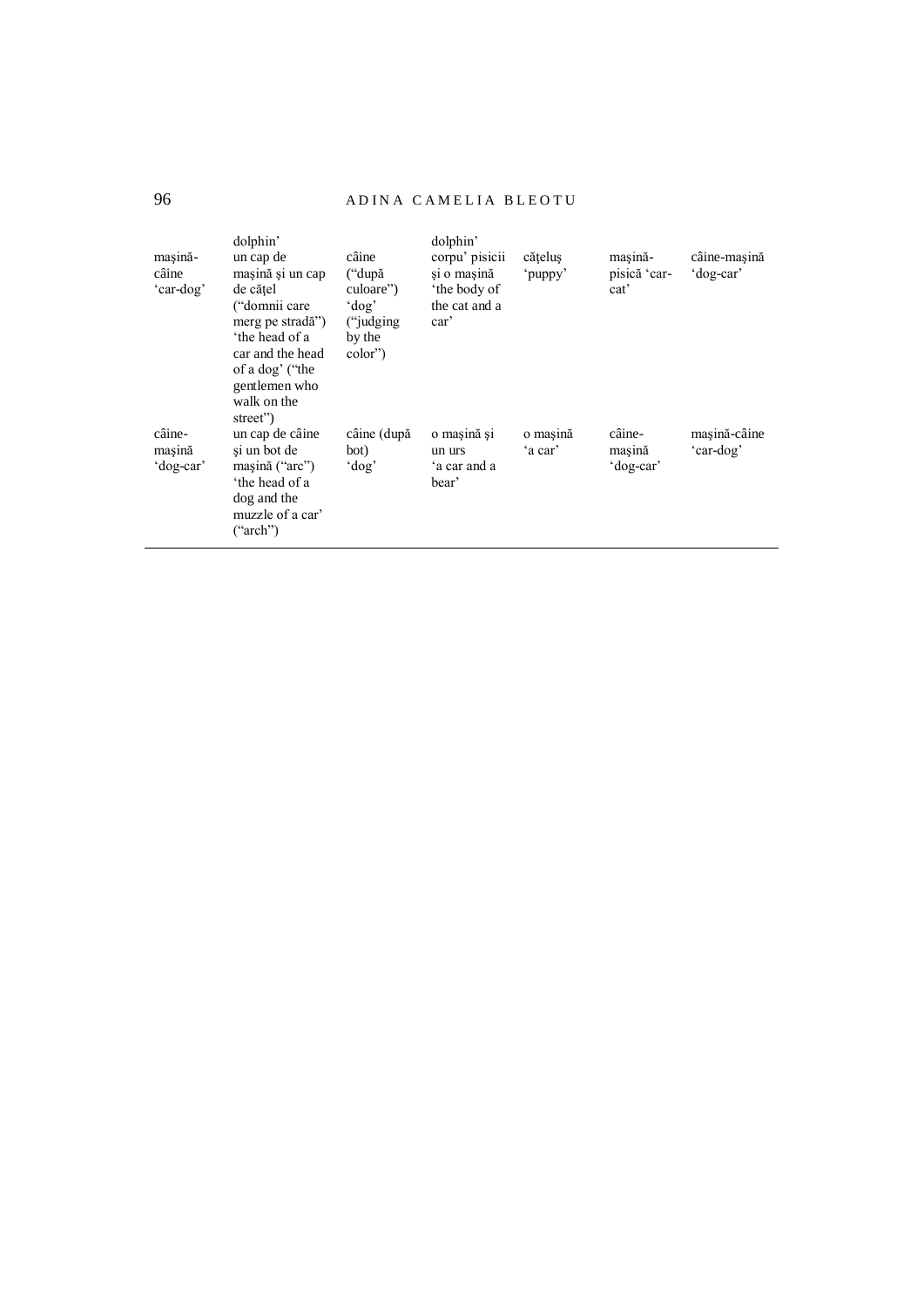| | | | | | | |
|---|---|---|---|---|---|---|
| | dolphin’ | | dolphin’ | | | |
| mașină-câine ‘car-dog’ | un cap de mașină și un cap de cățel (“domnii care merg pe stradă”) ‘the head of a car and the head of a dog’ (“the gentlemen who walk on the street”) | câine (“după culoare”) ‘dog’ (“judging by the color”) | corpu’ pisicii și o mașină ‘the body of the cat and a car’ | cățeluș ‘puppy’ | mașină-pisică ‘car-cat’ | câine-mașină ‘dog-car’ |
| câine-mașină ‘dog-car’ | un cap de câine și un bot de mașină (“arc”) ‘the head of a dog and the muzzle of a car’ (“arch”) | câine (după bot) ‘dog’ | o mașină și un urs ‘a car and a bear’ | o mașină ‘a car’ | câine-mașină ‘dog-car’ | mașină-câine ‘car-dog’ |